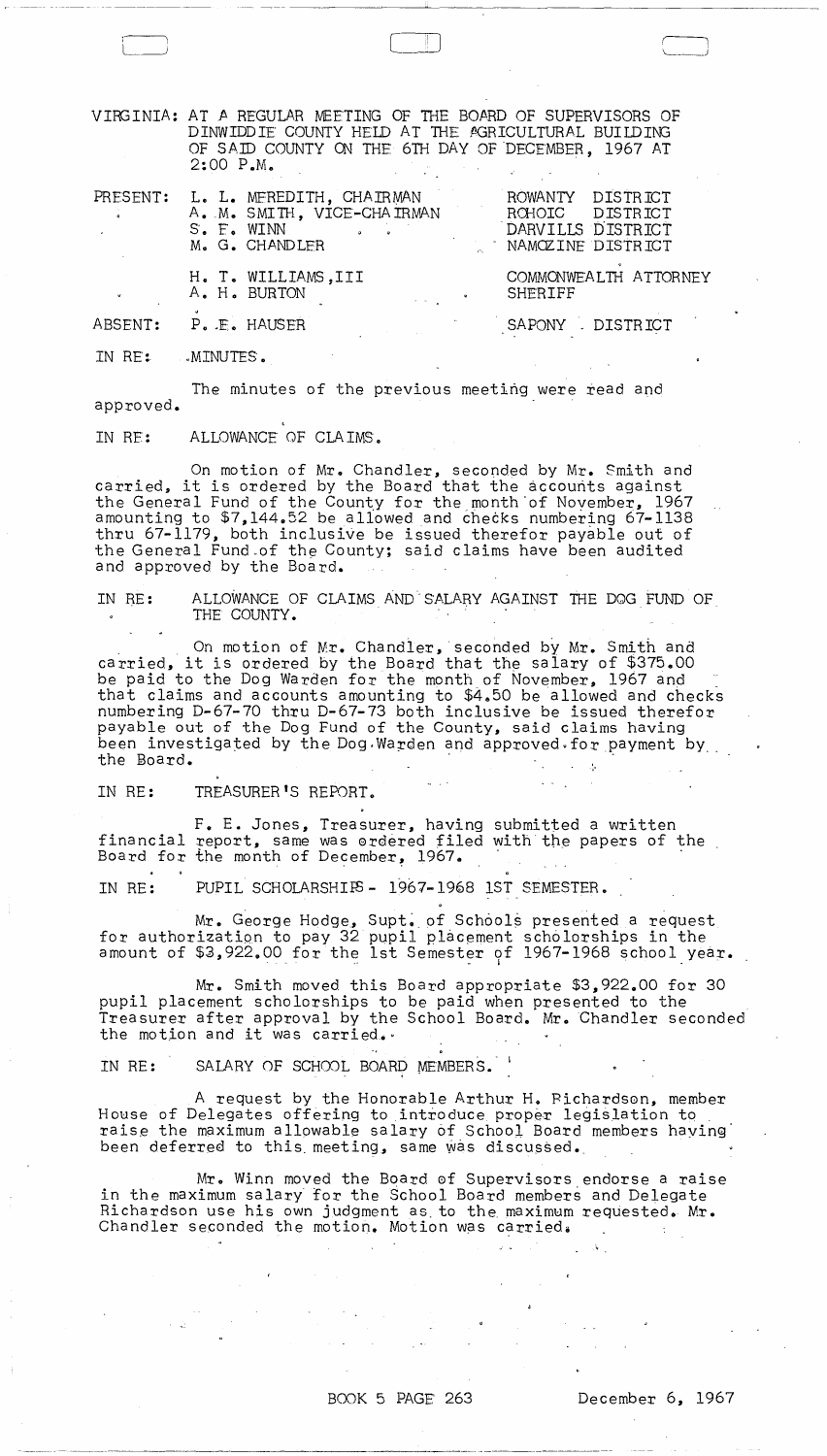VIRGINIA: AT A REGULAR MEETING OF THE BOARD OF SUPERVISORS OF DINWIDDIE COUNTY HELD AT THE AGRICULTURAL BUILDING OF SAID COUNTY ON THE 6TH DAY OF DECEMBER, 1967 AT 2:00 P.M.

| | | |
|---|---|---|
| PRESENT: | L. L. MEREDITH, CHAIRMAN | ROWANTY DISTRICT |
| | A. M. SMITH, VICE-CHAIRMAN | ROHOIC DISTRICT |
| | S. E. WINN | DARVILLS DISTRICT |
| | M. G. CHANDLER | NAMOZINE DISTRICT |
| | H. T. WILLIAMS, III | COMMONWEALTH ATTORNEY |
| | A. H. BURTON | SHERIFF |
| ABSENT: | P. E. HAUSER | SAPONY DISTRICT |

IN RE: MINUTES.

The minutes of the previous meeting were read and approved.

IN RE: ALLOWANCE OF CLAIMS.

On motion of Mr. Chandler, seconded by Mr. Smith and carried, it is ordered by the Board that the accounts against the General Fund of the County for the month of November, 1967 amounting to $7,144.52 be allowed and checks numbering 67-1138 thru 67-1179, both inclusive be issued therefor payable out of the General Fund of the County; said claims have been audited and approved by the Board.

IN RE: ALLOWANCE OF CLAIMS AND SALARY AGAINST THE DOG FUND OF THE COUNTY.

On motion of Mr. Chandler, seconded by Mr. Smith and carried, it is ordered by the Board that the salary of $375.00 be paid to the Dog Warden for the month of November, 1967 and that claims and accounts amounting to $4.50 be allowed and checks numbering D-67-70 thru D-67-73 both inclusive be issued therefor payable out of the Dog Fund of the County, said claims having been investigated by the Dog Warden and approved for payment by the Board.

IN RE: TREASURER'S REPORT.

F. E. Jones, Treasurer, having submitted a written financial report, same was ordered filed with the papers of the Board for the month of December, 1967.

IN RE: PUPIL SCHOLARSHIPS - 1967-1968 1ST SEMESTER.

Mr. George Hodge, Supt. of Schools presented a request for authorization to pay 32 pupil placement scholorships in the amount of $3,922.00 for the 1st Semester of 1967-1968 school year.

Mr. Smith moved this Board appropriate $3,922.00 for 30 pupil placement scholorships to be paid when presented to the Treasurer after approval by the School Board. Mr. Chandler seconded the motion and it was carried.

IN RE: SALARY OF SCHOOL BOARD MEMBERS.

A request by the Honorable Arthur H. Richardson, member House of Delegates offering to introduce proper legislation to raise the maximum allowable salary of School Board members having been deferred to this meeting, same was discussed.

Mr. Winn moved the Board of Supervisors endorse a raise in the maximum salary for the School Board members and Delegate Richardson use his own judgment as to the maximum requested. Mr. Chandler seconded the motion. Motion was carried.

BOOK 5 PAGE 263 December 6, 1967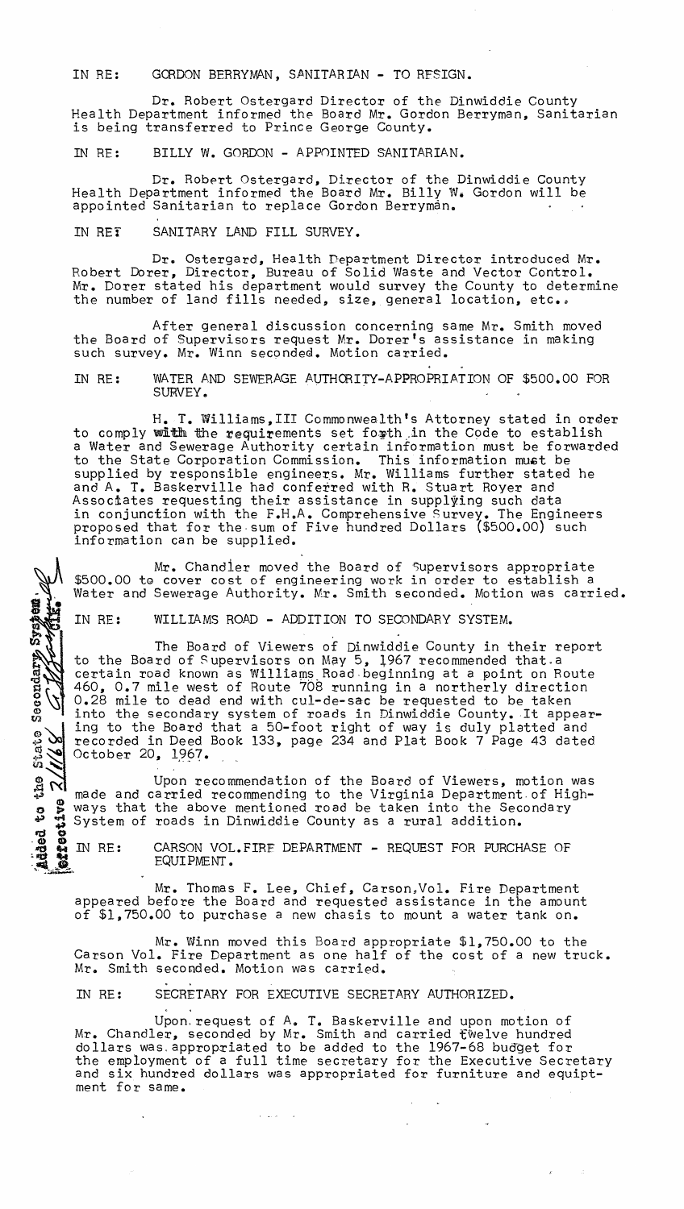IN RE: GORDON BERRYMAN, SANITARIAN - TO RESIGN.

Dr. Robert Ostergard Director of the Dinwiddie County Health Department informed the Board Mr. Gordon Berryman, Sanitarian is being transferred to Prince George County.

IN RE: BILLY W. GORDON - APPOINTED SANITARIAN.

Dr. Robert Ostergard, Director of the Dinwiddie County Health Department informed the Board Mr. Billy W. Gordon will be appointed Sanitarian to replace Gordon Berryman.

IN RE: SANITARY LAND FILL SURVEY.

Dr. Ostergard, Health Department Director introduced Mr. Robert Dorer, Director, Bureau of Solid Waste and Vector Control. Mr. Dorer stated his department would survey the County to determine the number of land fills needed, size, general location, etc..

After general discussion concerning same Mr. Smith moved the Board of Supervisors request Mr. Dorer's assistance in making such survey. Mr. Winn seconded. Motion carried.

IN RE: WATER AND SEWERAGE AUTHORITY-APPROPRIATION OF $500.00 FOR SURVEY.

H. T. Williams, III Commonwealth's Attorney stated in order to comply with the requirements set forth in the Code to establish a Water and Sewerage Authority certain information must be forwarded to the State Corporation Commission. This information must be supplied by responsible engineers. Mr. Williams further stated he and A. T. Baskerville had conferred with R. Stuart Royer and Associates requesting their assistance in supplying such data in conjunction with the F.H.A. Comprehensive Survey. The Engineers proposed that for the sum of Five hundred Dollars ($500.00) such information can be supplied.

Mr. Chandler moved the Board of Supervisors appropriate $500.00 to cover cost of engineering work in order to establish a Water and Sewerage Authority. Mr. Smith seconded. Motion was carried.

IN RE: WILLIAMS ROAD - ADDITION TO SECONDARY SYSTEM.

Added to the State Secondary System Effective 2/1/68

The Board of Viewers of Dinwiddie County in their report to the Board of Supervisors on May 5, 1967 recommended that a certain road known as Williams Road beginning at a point on Route 460, 0.7 mile west of Route 708 running in a northerly direction 0.28 mile to dead end with cul-de-sac be requested to be taken into the secondary system of roads in Dinwiddie County. It appearing to the Board that a 50-foot right of way is duly platted and recorded in Deed Book 133, page 234 and Plat Book 7 Page 43 dated October 20, 1967.

Upon recommendation of the Board of Viewers, motion was made and carried recommending to the Virginia Department of Highways that the above mentioned road be taken into the Secondary System of roads in Dinwiddie County as a rural addition.

IN RE: CARSON VOL. FIRE DEPARTMENT - REQUEST FOR PURCHASE OF EQUIPMENT.

Mr. Thomas F. Lee, Chief, Carson, Vol. Fire Department appeared before the Board and requested assistance in the amount of $1,750.00 to purchase a new chasis to mount a water tank on.

Mr. Winn moved this Board appropriate $1,750.00 to the Carson Vol. Fire Department as one half of the cost of a new truck. Mr. Smith seconded. Motion was carried.

IN RE: SECRETARY FOR EXECUTIVE SECRETARY AUTHORIZED.

Upon request of A. T. Baskerville and upon motion of Mr. Chandler, seconded by Mr. Smith and carried twelve hundred dollars was appropriated to be added to the 1967-68 budget for the employment of a full time secretary for the Executive Secretary and six hundred dollars was appropriated for furniture and equiptment for same.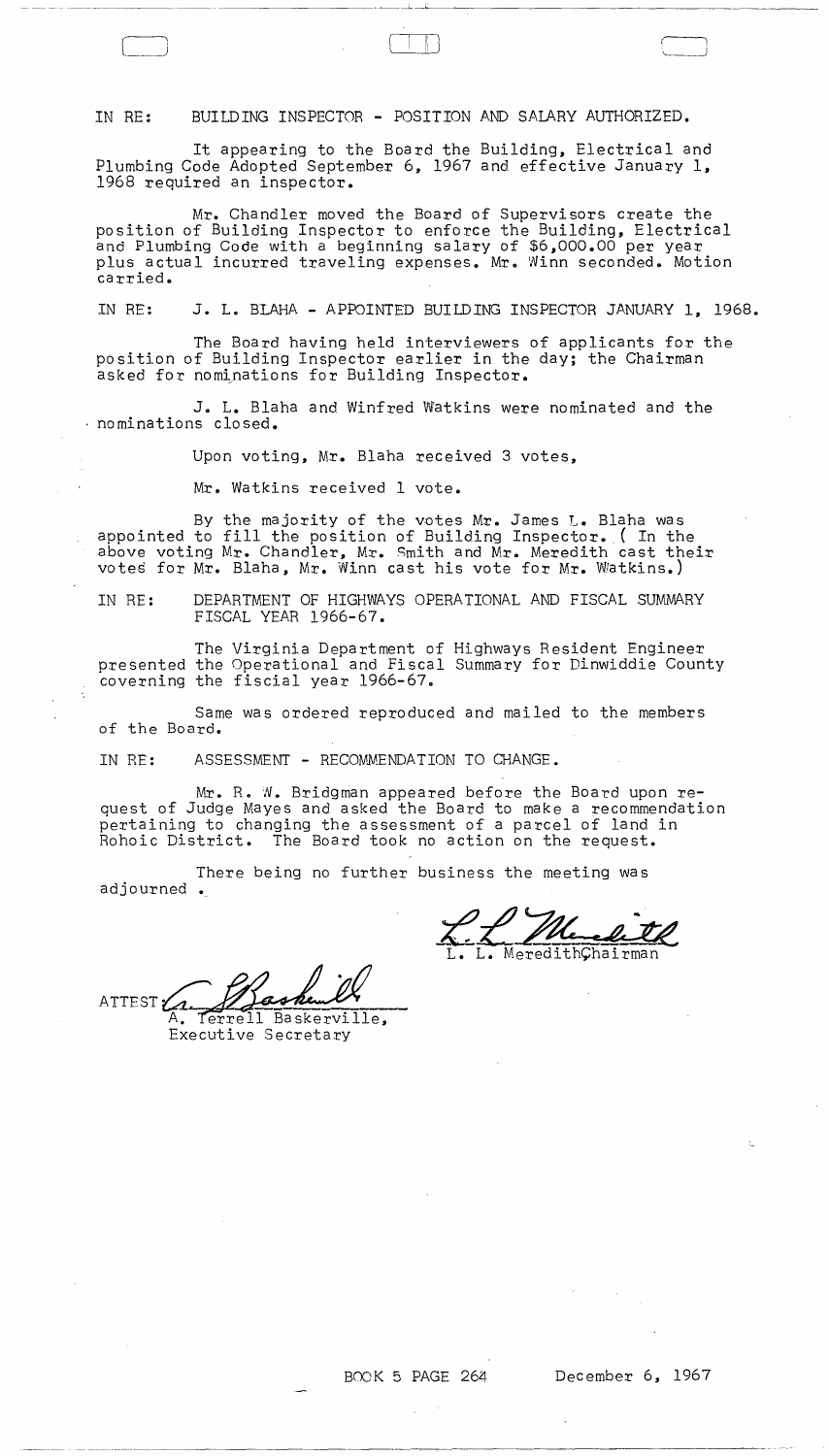IN RE: BUILDING INSPECTOR - POSITION AND SALARY AUTHORIZED.

It appearing to the Board the Building, Electrical and Plumbing Code Adopted September 6, 1967 and effective January 1, 1968 required an inspector.

Mr. Chandler moved the Board of Supervisors create the position of Building Inspector to enforce the Building, Electrical and Plumbing Code with a beginning salary of $6,000.00 per year plus actual incurred traveling expenses. Mr. Winn seconded. Motion carried.

IN RE: J. L. BLAHA - APPOINTED BUILDING INSPECTOR JANUARY 1, 1968.

The Board having held interviewers of applicants for the position of Building Inspector earlier in the day; the Chairman asked for nominations for Building Inspector.

J. L. Blaha and Winfred Watkins were nominated and the nominations closed.

Upon voting, Mr. Blaha received 3 votes,

Mr. Watkins received 1 vote.

By the majority of the votes Mr. James L. Blaha was appointed to fill the position of Building Inspector. ( In the above voting Mr. Chandler, Mr. Smith and Mr. Meredith cast their votes for Mr. Blaha, Mr. Winn cast his vote for Mr. Watkins.)

IN RE: DEPARTMENT OF HIGHWAYS OPERATIONAL AND FISCAL SUMMARY FISCAL YEAR 1966-67.

The Virginia Department of Highways Resident Engineer presented the Operational and Fiscal Summary for Dinwiddie County covering the fiscal year 1966-67.

Same was ordered reproduced and mailed to the members of the Board.

IN RE: ASSESSMENT - RECOMMENDATION TO CHANGE.

Mr. R. W. Bridgman appeared before the Board upon request of Judge Mayes and asked the Board to make a recommendation pertaining to changing the assessment of a parcel of land in Rohoic District. The Board took no action on the request.

There being no further business the meeting was adjourned.

L. L. Meredith, Chairman

ATTEST: A. Terrell Baskerville, Executive Secretary

BOOK 5 PAGE 264 December 6, 1967